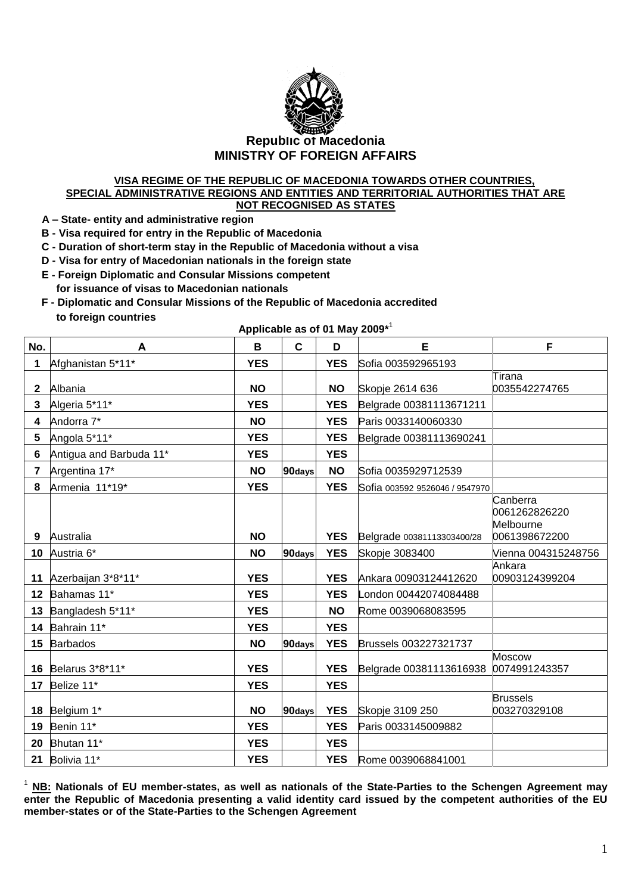**Republic of Macedonia**
**MINISTRY OF FOREIGN AFFAIRS**

**VISA REGIME OF THE REPUBLIC OF MACEDONIA TOWARDS OTHER COUNTRIES, SPECIAL ADMINISTRATIVE REGIONS AND ENTITIES AND TERRITORIAL AUTHORITIES THAT ARE NOT RECOGNISED AS STATES**

**A – State- entity and administrative region**
**B - Visa required for entry in the Republic of Macedonia**
**C - Duration of short-term stay in the Republic of Macedonia without a visa**
**D - Visa for entry of Macedonian nationals in the foreign state**
**E - Foreign Diplomatic and Consular Missions competent for issuance of visas to Macedonian nationals**
**F - Diplomatic and Consular Missions of the Republic of Macedonia accredited to foreign countries**

**Applicable as of 01 May 2009***[1]

| No. | A | B | C | D | E | F |
|---|---|---|---|---|---|---|
| 1 | Afghanistan 5*11* | YES | | YES | Sofia 003592965193 | |
| 2 | Albania | NO | | NO | Skopje 2614 636 | Tirana 0035542274765 |
| 3 | Algeria 5*11* | YES | | YES | Belgrade 00381113671211 | |
| 4 | Andorra 7* | NO | | YES | Paris 0033140060330 | |
| 5 | Angola 5*11* | YES | | YES | Belgrade 00381113690241 | |
| 6 | Antigua and Barbuda 11* | YES | | YES | | |
| 7 | Argentina 17* | NO | 90days | NO | Sofia 0035929712539 | |
| 8 | Armenia 11*19* | YES | | YES | Sofia 003592 9526046 / 9547970 | |
| 9 | Australia | NO | | YES | Belgrade 00381113303400/28 | Canberra 0061262826220 Melbourne 0061398672200 |
| 10 | Austria 6* | NO | 90days | YES | Skopje 3083400 | Vienna 004315248756 |
| 11 | Azerbaijan 3*8*11* | YES | | YES | Ankara 00903124412620 | Ankara 00903124399204 |
| 12 | Bahamas 11* | YES | | YES | London 00442074084488 | |
| 13 | Bangladesh 5*11* | YES | | NO | Rome 0039068083595 | |
| 14 | Bahrain 11* | YES | | YES | | |
| 15 | Barbados | NO | 90days | YES | Brussels 003227321737 | |
| 16 | Belarus 3*8*11* | YES | | YES | Belgrade 00381113616938 | Moscow 0074991243357 |
| 17 | Belize 11* | YES | | YES | | |
| 18 | Belgium 1* | NO | 90days | YES | Skopje 3109 250 | Brussels 003270329108 |
| 19 | Benin 11* | YES | | YES | Paris 0033145009882 | |
| 20 | Bhutan 11* | YES | | YES | | |
| 21 | Bolivia 11* | YES | | YES | Rome 0039068841001 | |

[1] **NB: Nationals of EU member-states, as well as nationals of the State-Parties to the Schengen Agreement may enter the Republic of Macedonia presenting a valid identity card issued by the competent authorities of the EU member-states or of the State-Parties to the Schengen Agreement**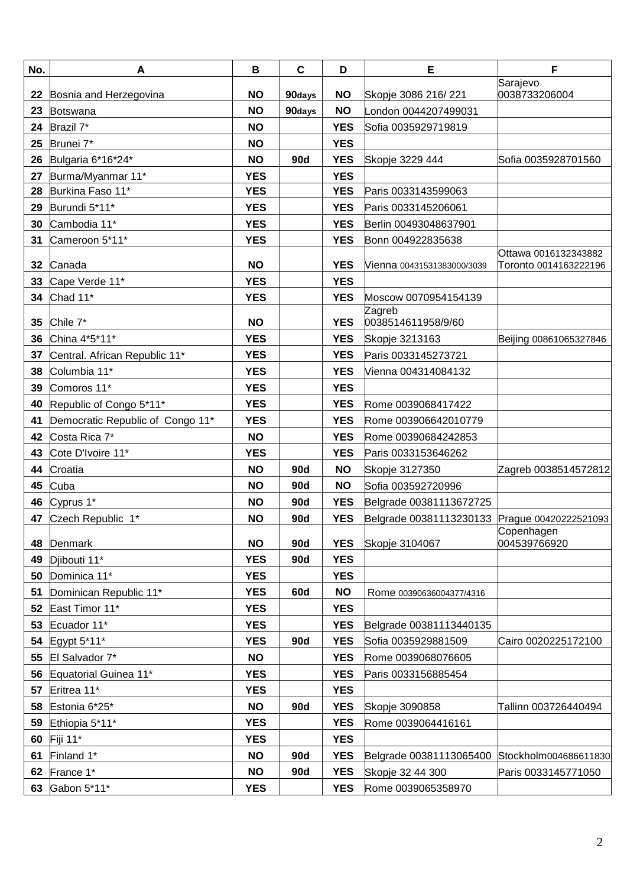| No. | A | B | C | D | E | F |
|---|---|---|---|---|---|---|
| 22 | Bosnia and Herzegovina | **NO** | **90days** | **NO** | Skopje 3086 216/ 221 | Sarajevo 0038733206004 |
| 23 | Botswana | **NO** | **90days** | **NO** | London 0044207499031 | |
| 24 | Brazil 7* | **NO** | | **YES** | Sofia 0035929719819 | |
| 25 | Brunei 7* | **NO** | | **YES** | | |
| 26 | Bulgaria 6*16*24* | **NO** | **90d** | **YES** | Skopje 3229 444 | Sofia 0035928701560 |
| 27 | Burma/Myanmar 11* | **YES** | | **YES** | | |
| 28 | Burkina Faso 11* | **YES** | | **YES** | Paris 0033143599063 | |
| 29 | Burundi 5*11* | **YES** | | **YES** | Paris 0033145206061 | |
| 30 | Cambodia 11* | **YES** | | **YES** | Berlin 00493048637901 | |
| 31 | Cameroon 5*11* | **YES** | | **YES** | Bonn 004922835638 | |
| 32 | Canada | **NO** | | **YES** | Vienna 00431531383000/3039 | Ottawa 0016132343882 Toronto 0014163222196 |
| 33 | Cape Verde 11* | **YES** | | **YES** | | |
| 34 | Chad 11* | **YES** | | **YES** | Moscow 0070954154139 | |
| 35 | Chile 7* | **NO** | | **YES** | Zagreb 0038514611958/9/60 | |
| 36 | China 4*5*11* | **YES** | | **YES** | Skopje 3213163 | Beijing 00861065327846 |
| 37 | Central. African Republic 11* | **YES** | | **YES** | Paris 0033145273721 | |
| 38 | Columbia 11* | **YES** | | **YES** | Vienna 004314084132 | |
| 39 | Comoros 11* | **YES** | | **YES** | | |
| 40 | Republic of Congo 5*11* | **YES** | | **YES** | Rome 0039068417422 | |
| 41 | Democratic Republic of Congo 11* | **YES** | | **YES** | Rome 003906642010779 | |
| 42 | Costa Rica 7* | **NO** | | **YES** | Rome 00390684242853 | |
| 43 | Cote D'Ivoire 11* | **YES** | | **YES** | Paris 0033153646262 | |
| 44 | Croatia | **NO** | **90d** | **NO** | Skopje 3127350 | Zagreb 0038514572812 |
| 45 | Cuba | **NO** | **90d** | **NO** | Sofia 003592720996 | |
| 46 | Cyprus 1* | **NO** | **90d** | **YES** | Belgrade 00381113672725 | |
| 47 | Czech Republic 1* | **NO** | **90d** | **YES** | Belgrade 00381113230133 | Prague 00420222521093 |
| 48 | Denmark | **NO** | **90d** | **YES** | Skopje 3104067 | Copenhagen 004539766920 |
| 49 | Djibouti 11* | **YES** | **90d** | **YES** | | |
| 50 | Dominica 11* | **YES** | | **YES** | | |
| 51 | Dominican Republic 11* | **YES** | **60d** | **NO** | Rome 00390636004377/4316 | |
| 52 | East Timor 11* | **YES** | | **YES** | | |
| 53 | Ecuador 11* | **YES** | | **YES** | Belgrade 00381113440135 | |
| 54 | Egypt 5*11* | **YES** | **90d** | **YES** | Sofia 0035929881509 | Cairo 0020225172100 |
| 55 | El Salvador 7* | **NO** | | **YES** | Rome 0039068076605 | |
| 56 | Equatorial Guinea 11* | **YES** | | **YES** | Paris 0033156885454 | |
| 57 | Eritrea 11* | **YES** | | **YES** | | |
| 58 | Estonia 6*25* | **NO** | **90d** | **YES** | Skopje 3090858 | Tallinn 003726440494 |
| 59 | Ethiopia 5*11* | **YES** | | **YES** | Rome 0039064416161 | |
| 60 | Fiji 11* | **YES** | | **YES** | | |
| 61 | Finland 1* | **NO** | **90d** | **YES** | Belgrade 00381113065400 | Stockholm004686611830 |
| 62 | France 1* | **NO** | **90d** | **YES** | Skopje 32 44 300 | Paris 0033145771050 |
| 63 | Gabon 5*11* | **YES** | | **YES** | Rome 0039065358970 | |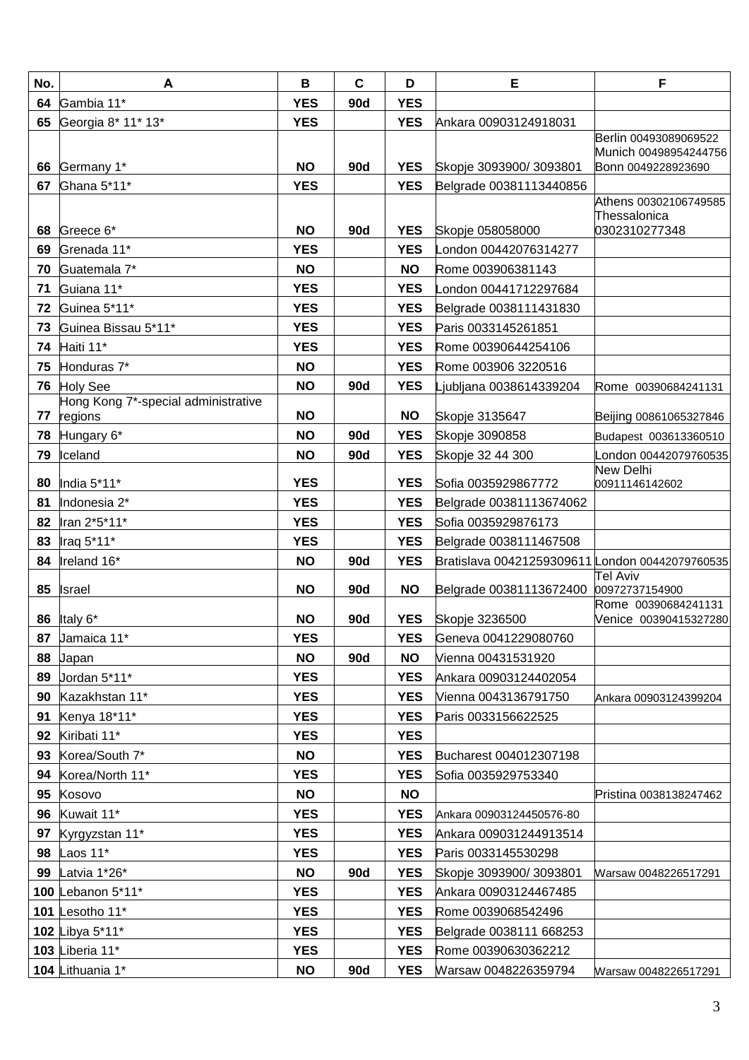| No. | A | B | C | D | E | F |
|---|---|---|---|---|---|---|
| 64 | Gambia 11* | YES | 90d | YES | | |
| 65 | Georgia 8* 11* 13* | YES | | YES | Ankara 00903124918031 | |
| 66 | Germany 1* | NO | 90d | YES | Skopje 3093900/ 3093801 | Berlin 00493089069522 Munich 00498954244756 Bonn 0049228923690 |
| 67 | Ghana 5*11* | YES | | YES | Belgrade 00381113440856 | |
| 68 | Greece 6* | NO | 90d | YES | Skopje 058058000 | Athens 00302106749585 Thessalonica 0302310277348 |
| 69 | Grenada 11* | YES | | YES | London 00442076314277 | |
| 70 | Guatemala 7* | NO | | NO | Rome 003906381143 | |
| 71 | Guiana 11* | YES | | YES | London 00441712297684 | |
| 72 | Guinea 5*11* | YES | | YES | Belgrade 0038111431830 | |
| 73 | Guinea Bissau 5*11* | YES | | YES | Paris 0033145261851 | |
| 74 | Haiti 11* | YES | | YES | Rome 00390644254106 | |
| 75 | Honduras 7* | NO | | YES | Rome 003906 3220516 | |
| 76 | Holy See | NO | 90d | YES | Ljubljana 0038614339204 | Rome 00390684241131 |
| 77 | Hong Kong 7*-special administrative regions | NO | | NO | Skopje 3135647 | Beijing 00861065327846 |
| 78 | Hungary 6* | NO | 90d | YES | Skopje 3090858 | Budapest 003613360510 |
| 79 | Iceland | NO | 90d | YES | Skopje 32 44 300 | London 00442079760535 |
| 80 | India 5*11* | YES | | YES | Sofia 0035929867772 | New Delhi 00911146142602 |
| 81 | Indonesia 2* | YES | | YES | Belgrade 00381113674062 | |
| 82 | Iran 2*5*11* | YES | | YES | Sofia 0035929876173 | |
| 83 | Iraq 5*11* | YES | | YES | Belgrade 0038111467508 | |
| 84 | Ireland 16* | NO | 90d | YES | Bratislava 00421259309611 | London 00442079760535 |
| 85 | Israel | NO | 90d | NO | Belgrade 00381113672400 | Tel Aviv 00972737154900 |
| 86 | Italy 6* | NO | 90d | YES | Skopje 3236500 | Rome 00390684241131 Venice 00390415327280 |
| 87 | Jamaica 11* | YES | | YES | Geneva 0041229080760 | |
| 88 | Japan | NO | 90d | NO | Vienna 00431531920 | |
| 89 | Jordan 5*11* | YES | | YES | Ankara 00903124402054 | |
| 90 | Kazakhstan 11* | YES | | YES | Vienna 0043136791750 | Ankara 00903124399204 |
| 91 | Kenya 18*11* | YES | | YES | Paris 0033156622525 | |
| 92 | Kiribati 11* | YES | | YES | | |
| 93 | Korea/South 7* | NO | | YES | Bucharest 004012307198 | |
| 94 | Korea/North 11* | YES | | YES | Sofia 0035929753340 | |
| 95 | Kosovo | NO | | NO | | Pristina 0038138247462 |
| 96 | Kuwait 11* | YES | | YES | Ankara 00903124450576-80 | |
| 97 | Kyrgyzstan 11* | YES | | YES | Ankara 009031244913514 | |
| 98 | Laos 11* | YES | | YES | Paris 0033145530298 | |
| 99 | Latvia 1*26* | NO | 90d | YES | Skopje 3093900/ 3093801 | Warsaw 0048226517291 |
| 100 | Lebanon 5*11* | YES | | YES | Ankara 00903124467485 | |
| 101 | Lesotho 11* | YES | | YES | Rome 0039068542496 | |
| 102 | Libya 5*11* | YES | | YES | Belgrade 0038111 668253 | |
| 103 | Liberia 11* | YES | | YES | Rome 00390630362212 | |
| 104 | Lithuania 1* | NO | 90d | YES | Warsaw 0048226359794 | Warsaw 0048226517291 |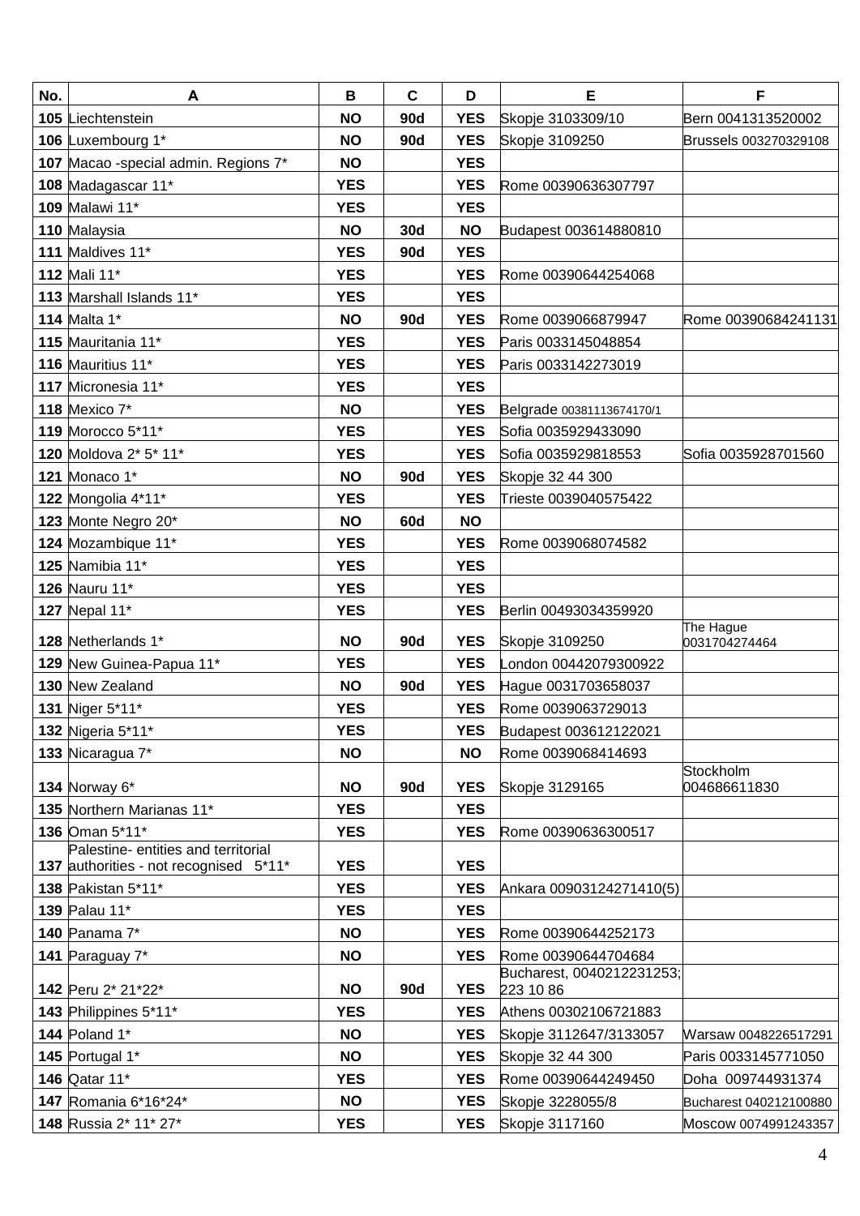| No. | A | B | C | D | E | F |
|---|---|---|---|---|---|---|
| 105 | Liechtenstein | NO | 90d | YES | Skopje 3103309/10 | Bern 0041313520002 |
| 106 | Luxembourg 1* | NO | 90d | YES | Skopje 3109250 | Brussels 003270329108 |
| 107 | Macao -special admin. Regions 7* | NO | | YES | | |
| 108 | Madagascar 11* | YES | | YES | Rome 00390636307797 | |
| 109 | Malawi 11* | YES | | YES | | |
| 110 | Malaysia | NO | 30d | NO | Budapest 003614880810 | |
| 111 | Maldives 11* | YES | 90d | YES | | |
| 112 | Mali 11* | YES | | YES | Rome 00390644254068 | |
| 113 | Marshall Islands 11* | YES | | YES | | |
| 114 | Malta 1* | NO | 90d | YES | Rome 0039066879947 | Rome 00390684241131 |
| 115 | Mauritania 11* | YES | | YES | Paris 0033145048854 | |
| 116 | Mauritius 11* | YES | | YES | Paris 0033142273019 | |
| 117 | Micronesia 11* | YES | | YES | | |
| 118 | Mexico 7* | NO | | YES | Belgrade 00381113674170/1 | |
| 119 | Morocco 5*11* | YES | | YES | Sofia 0035929433090 | |
| 120 | Moldova 2* 5* 11* | YES | | YES | Sofia 0035929818553 | Sofia 0035928701560 |
| 121 | Monaco 1* | NO | 90d | YES | Skopje 32 44 300 | |
| 122 | Mongolia 4*11* | YES | | YES | Trieste 0039040575422 | |
| 123 | Monte Negro 20* | NO | 60d | NO | | |
| 124 | Mozambique 11* | YES | | YES | Rome 0039068074582 | |
| 125 | Namibia 11* | YES | | YES | | |
| 126 | Nauru 11* | YES | | YES | | |
| 127 | Nepal 11* | YES | | YES | Berlin 00493034359920 | |
| 128 | Netherlands 1* | NO | 90d | YES | Skopje 3109250 | The Hague 0031704274464 |
| 129 | New Guinea-Papua 11* | YES | | YES | London 00442079300922 | |
| 130 | New Zealand | NO | 90d | YES | Hague 0031703658037 | |
| 131 | Niger 5*11* | YES | | YES | Rome 0039063729013 | |
| 132 | Nigeria 5*11* | YES | | YES | Budapest 003612122021 | |
| 133 | Nicaragua 7* | NO | | NO | Rome 0039068414693 | |
| 134 | Norway 6* | NO | 90d | YES | Skopje 3129165 | Stockholm 004686611830 |
| 135 | Northern Marianas 11* | YES | | YES | | |
| 136 | Oman 5*11* | YES | | YES | Rome 00390636300517 | |
| 137 | Palestine- entities and territorial authorities - not recognised 5*11* | YES | | YES | | |
| 138 | Pakistan 5*11* | YES | | YES | Ankara 00903124271410(5) | |
| 139 | Palau 11* | YES | | YES | | |
| 140 | Panama 7* | NO | | YES | Rome 00390644252173 | |
| 141 | Paraguay 7* | NO | | YES | Rome 00390644704684 | |
| 142 | Peru 2* 21*22* | NO | 90d | YES | Bucharest, 0040212231253; 223 10 86 | |
| 143 | Philippines 5*11* | YES | | YES | Athens 00302106721883 | |
| 144 | Poland 1* | NO | | YES | Skopje 3112647/3133057 | Warsaw 0048226517291 |
| 145 | Portugal 1* | NO | | YES | Skopje 32 44 300 | Paris 0033145771050 |
| 146 | Qatar 11* | YES | | YES | Rome 00390644249450 | Doha 009744931374 |
| 147 | Romania 6*16*24* | NO | | YES | Skopje 3228055/8 | Bucharest 040212100880 |
| 148 | Russia 2* 11* 27* | YES | | YES | Skopje 3117160 | Moscow 0074991243357 |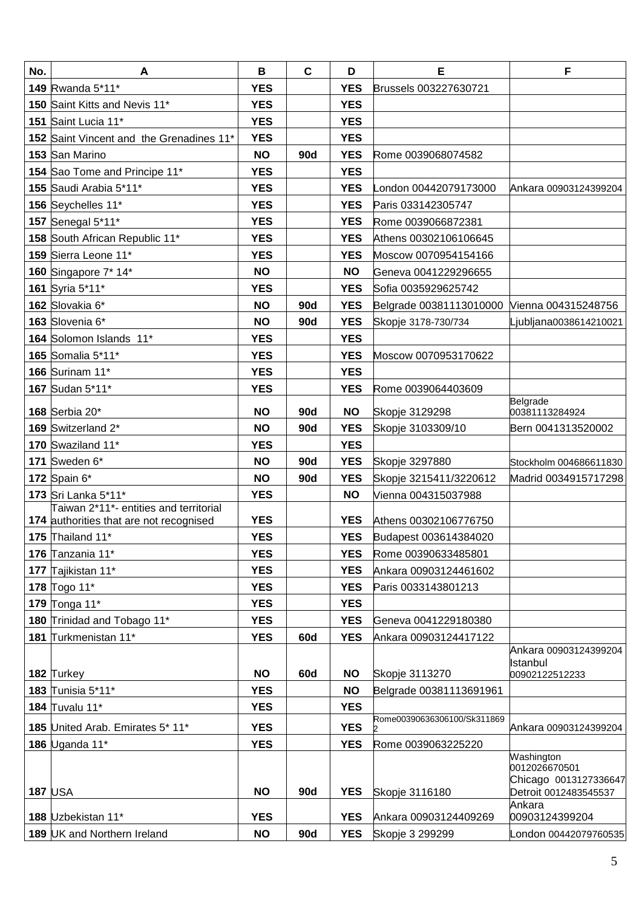| No. | A | B | C | D | E | F |
|---|---|---|---|---|---|---|
| **149** | Rwanda 5*11* | **YES** | | **YES** | Brussels 003227630721 | |
| **150** | Saint Kitts and Nevis 11* | **YES** | | **YES** | | |
| **151** | Saint Lucia 11* | **YES** | | **YES** | | |
| **152** | Saint Vincent and the Grenadines 11* | **YES** | | **YES** | | |
| **153** | San Marino | **NO** | **90d** | **YES** | Rome 0039068074582 | |
| **154** | Sao Tome and Principe 11* | **YES** | | **YES** | | |
| **155** | Saudi Arabia 5*11* | **YES** | | **YES** | London 00442079173000 | Ankara 00903124399204 |
| **156** | Seychelles 11* | **YES** | | **YES** | Paris 033142305747 | |
| **157** | Senegal 5*11* | **YES** | | **YES** | Rome 0039066872381 | |
| **158** | South African Republic 11* | **YES** | | **YES** | Athens 00302106106645 | |
| **159** | Sierra Leone 11* | **YES** | | **YES** | Moscow 0070954154166 | |
| **160** | Singapore 7* 14* | **NO** | | **NO** | Geneva 0041229296655 | |
| **161** | Syria 5*11* | **YES** | | **YES** | Sofia 0035929625742 | |
| **162** | Slovakia 6* | **NO** | **90d** | **YES** | Belgrade 00381113010000 | Vienna 004315248756 |
| **163** | Slovenia 6* | **NO** | **90d** | **YES** | Skopje 3178-730/734 | Ljubljana0038614210021 |
| **164** | Solomon Islands 11* | **YES** | | **YES** | | |
| **165** | Somalia 5*11* | **YES** | | **YES** | Moscow 0070953170622 | |
| **166** | Surinam 11* | **YES** | | **YES** | | |
| **167** | Sudan 5*11* | **YES** | | **YES** | Rome 0039064403609 | |
| **168** | Serbia 20* | **NO** | **90d** | **NO** | Skopje 3129298 | Belgrade 00381113284924 |
| **169** | Switzerland 2* | **NO** | **90d** | **YES** | Skopje 3103309/10 | Bern 0041313520002 |
| **170** | Swaziland 11* | **YES** | | **YES** | | |
| **171** | Sweden 6* | **NO** | **90d** | **YES** | Skopje 3297880 | Stockholm 004686611830 |
| **172** | Spain 6* | **NO** | **90d** | **YES** | Skopje 3215411/3220612 | Madrid 0034915717298 |
| **173** | Sri Lanka 5*11* | **YES** | | **NO** | Vienna 004315037988 | |
| **174** | Taiwan 2*11*- entities and territorial authorities that are not recognised | **YES** | | **YES** | Athens 00302106776750 | |
| **175** | Thailand 11* | **YES** | | **YES** | Budapest 003614384020 | |
| **176** | Tanzania 11* | **YES** | | **YES** | Rome 00390633485801 | |
| **177** | Tajikistan 11* | **YES** | | **YES** | Ankara 00903124461602 | |
| **178** | Togo 11* | **YES** | | **YES** | Paris 0033143801213 | |
| **179** | Tonga 11* | **YES** | | **YES** | | |
| **180** | Trinidad and Tobago 11* | **YES** | | **YES** | Geneva 0041229180380 | |
| **181** | Turkmenistan 11* | **YES** | **60d** | **YES** | Ankara 00903124417122 | |
| **182** | Turkey | **NO** | **60d** | **NO** | Skopje 3113270 | Ankara 00903124399204 Istanbul 00902122512233 |
| **183** | Tunisia 5*11* | **YES** | | **NO** | Belgrade 00381113691961 | |
| **184** | Tuvalu 11* | **YES** | | **YES** | | |
| **185** | United Arab. Emirates 5* 11* | **YES** | | **YES** | Rome00390636306100/Sk3118692 | Ankara 00903124399204 |
| **186** | Uganda 11* | **YES** | | **YES** | Rome 0039063225220 | |
| **187** | USA | **NO** | **90d** | **YES** | Skopje 3116180 | Washington 0012026670501 Chicago 0013127336647 Detroit 0012483545537 |
| **188** | Uzbekistan 11* | **YES** | | **YES** | Ankara 00903124409269 | Ankara 00903124399204 |
| **189** | UK and Northern Ireland | **NO** | **90d** | **YES** | Skopje 3 299299 | London 00442079760535 |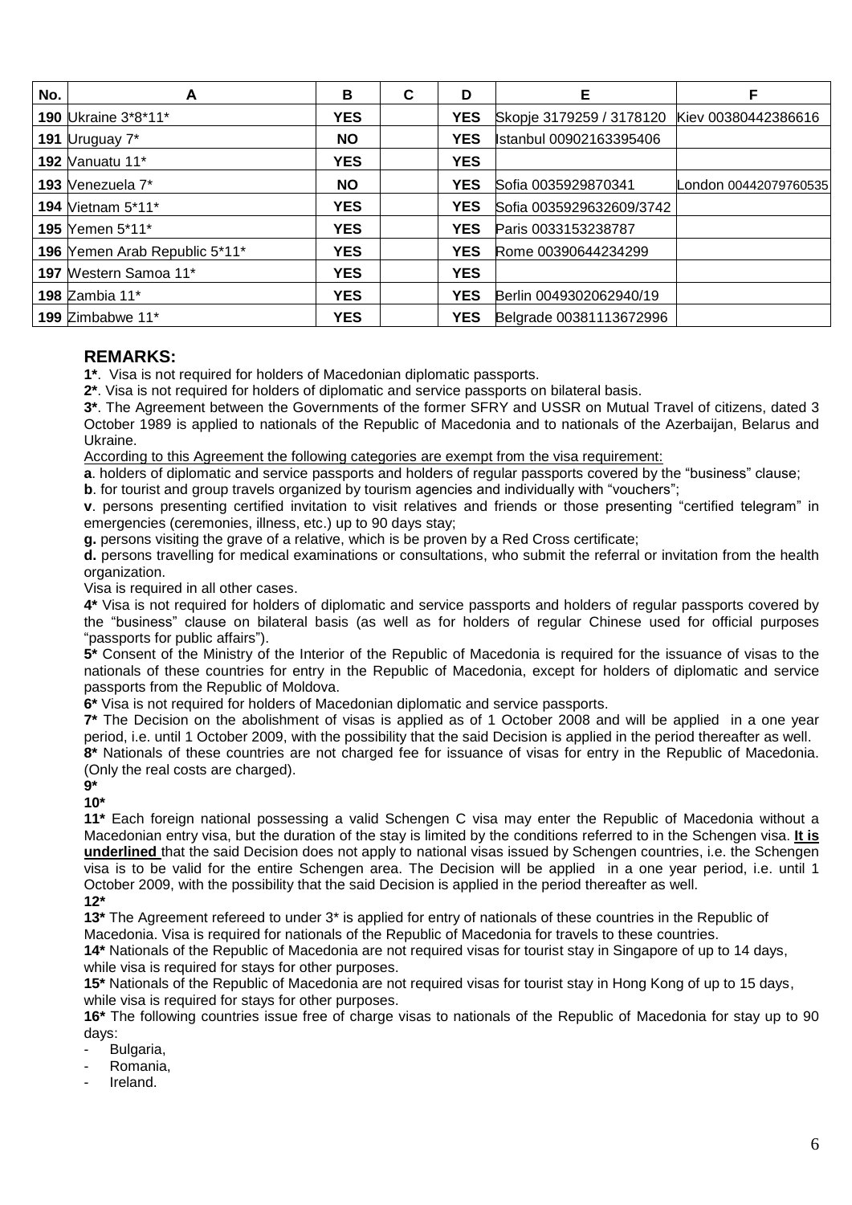| No. | A | B | C | D | E | F |
|---|---|---|---|---|---|---|
| 190 | Ukraine 3*8*11* | YES | | YES | Skopje 3179259 / 3178120 | Kiev 00380442386616 |
| 191 | Uruguay 7* | NO | | YES | Istanbul 00902163395406 | |
| 192 | Vanuatu 11* | YES | | YES | | |
| 193 | Venezuela 7* | NO | | YES | Sofia 0035929870341 | London 00442079760535 |
| 194 | Vietnam 5*11* | YES | | YES | Sofia 0035929632609/3742 | |
| 195 | Yemen 5*11* | YES | | YES | Paris 0033153238787 | |
| 196 | Yemen Arab Republic 5*11* | YES | | YES | Rome 00390644234299 | |
| 197 | Western Samoa 11* | YES | | YES | | |
| 198 | Zambia 11* | YES | | YES | Berlin 0049302062940/19 | |
| 199 | Zimbabwe 11* | YES | | YES | Belgrade 00381113672996 | |

## REMARKS:

**1***. Visa is not required for holders of Macedonian diplomatic passports.

**2***. Visa is not required for holders of diplomatic and service passports on bilateral basis.

**3***. The Agreement between the Governments of the former SFRY and USSR on Mutual Travel of citizens, dated 3 October 1989 is applied to nationals of the Republic of Macedonia and to nationals of the Azerbaijan, Belarus and Ukraine.

According to this Agreement the following categories are exempt from the visa requirement:

**a**. holders of diplomatic and service passports and holders of regular passports covered by the "business" clause;

**b**. for tourist and group travels organized by tourism agencies and individually with "vouchers";

**v**. persons presenting certified invitation to visit relatives and friends or those presenting "certified telegram" in emergencies (ceremonies, illness, etc.) up to 90 days stay;

**g.** persons visiting the grave of a relative, which is be proven by a Red Cross certificate;

**d.** persons travelling for medical examinations or consultations, who submit the referral or invitation from the health organization.

Visa is required in all other cases.

**4*** Visa is not required for holders of diplomatic and service passports and holders of regular passports covered by the "business" clause on bilateral basis (as well as for holders of regular Chinese used for official purposes "passports for public affairs").

**5*** Consent of the Ministry of the Interior of the Republic of Macedonia is required for the issuance of visas to the nationals of these countries for entry in the Republic of Macedonia, except for holders of diplomatic and service passports from the Republic of Moldova.

**6*** Visa is not required for holders of Macedonian diplomatic and service passports.

**7*** The Decision on the abolishment of visas is applied as of 1 October 2008 and will be applied in a one year period, i.e. until 1 October 2009, with the possibility that the said Decision is applied in the period thereafter as well.

**8*** Nationals of these countries are not charged fee for issuance of visas for entry in the Republic of Macedonia. (Only the real costs are charged).

**9***

**10***

**11*** Each foreign national possessing a valid Schengen C visa may enter the Republic of Macedonia without a Macedonian entry visa, but the duration of the stay is limited by the conditions referred to in the Schengen visa. **It is underlined** that the said Decision does not apply to national visas issued by Schengen countries, i.e. the Schengen visa is to be valid for the entire Schengen area. The Decision will be applied in a one year period, i.e. until 1 October 2009, with the possibility that the said Decision is applied in the period thereafter as well.

**12***

**13*** The Agreement refereed to under 3* is applied for entry of nationals of these countries in the Republic of Macedonia. Visa is required for nationals of the Republic of Macedonia for travels to these countries.

**14*** Nationals of the Republic of Macedonia are not required visas for tourist stay in Singapore of up to 14 days, while visa is required for stays for other purposes.

**15*** Nationals of the Republic of Macedonia are not required visas for tourist stay in Hong Kong of up to 15 days, while visa is required for stays for other purposes.

**16*** The following countries issue free of charge visas to nationals of the Republic of Macedonia for stay up to 90 days:

- Bulgaria,
- Romania,
- Ireland.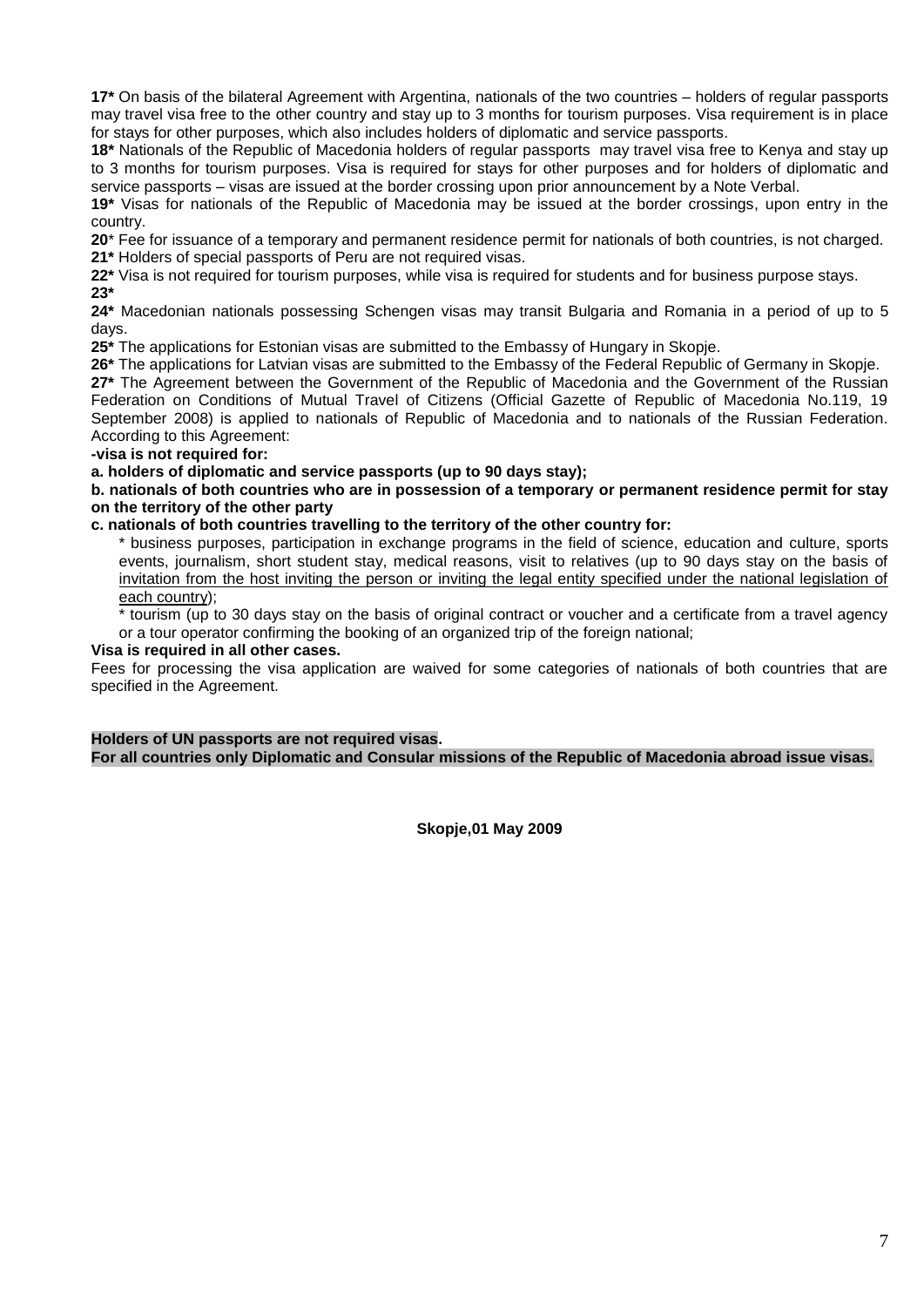**17*** On basis of the bilateral Agreement with Argentina, nationals of the two countries – holders of regular passports may travel visa free to the other country and stay up to 3 months for tourism purposes. Visa requirement is in place for stays for other purposes, which also includes holders of diplomatic and service passports.

**18*** Nationals of the Republic of Macedonia holders of regular passports may travel visa free to Kenya and stay up to 3 months for tourism purposes. Visa is required for stays for other purposes and for holders of diplomatic and service passports – visas are issued at the border crossing upon prior announcement by a Note Verbal.

**19*** Visas for nationals of the Republic of Macedonia may be issued at the border crossings, upon entry in the country.

**20*** Fee for issuance of a temporary and permanent residence permit for nationals of both countries, is not charged.

**21*** Holders of special passports of Peru are not required visas.

**22*** Visa is not required for tourism purposes, while visa is required for students and for business purpose stays.

**23***

**24*** Macedonian nationals possessing Schengen visas may transit Bulgaria and Romania in a period of up to 5 days.

**25*** The applications for Estonian visas are submitted to the Embassy of Hungary in Skopje.

**26*** The applications for Latvian visas are submitted to the Embassy of the Federal Republic of Germany in Skopje.

**27*** The Agreement between the Government of the Republic of Macedonia and the Government of the Russian Federation on Conditions of Mutual Travel of Citizens (Official Gazette of Republic of Macedonia No.119, 19 September 2008) is applied to nationals of Republic of Macedonia and to nationals of the Russian Federation. According to this Agreement:

**-visa is not required for:**

**a. holders of diplomatic and service passports (up to 90 days stay);**

**b. nationals of both countries who are in possession of a temporary or permanent residence permit for stay on the territory of the other party**

**c. nationals of both countries travelling to the territory of the other country for:**

* business purposes, participation in exchange programs in the field of science, education and culture, sports events, journalism, short student stay, medical reasons, visit to relatives (up to 90 days stay on the basis of invitation from the host inviting the person or inviting the legal entity specified under the national legislation of each country);

* tourism (up to 30 days stay on the basis of original contract or voucher and a certificate from a travel agency or a tour operator confirming the booking of an organized trip of the foreign national;

**Visa is required in all other cases.**

Fees for processing the visa application are waived for some categories of nationals of both countries that are specified in the Agreement.

**Holders of UN passports are not required visas.**

**For all countries only Diplomatic and Consular missions of the Republic of Macedonia abroad issue visas.**

**Skopje,01 May 2009**